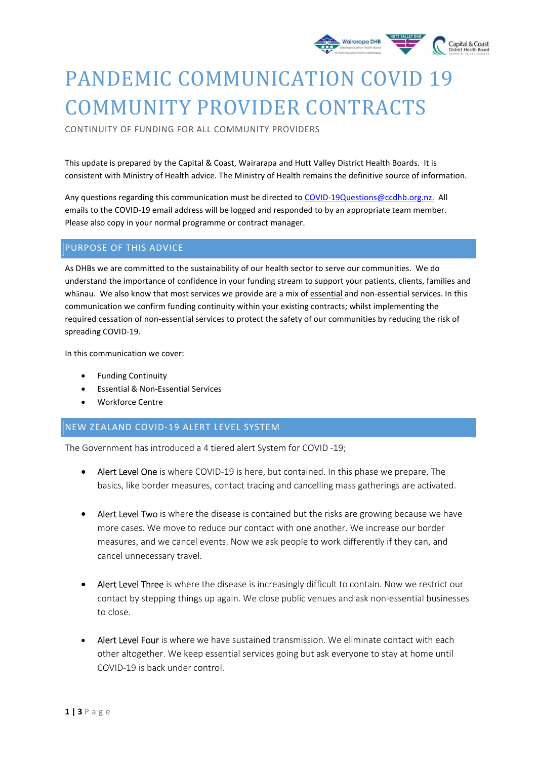# PANDEMIC COMMUNICATION COVID 19 COMMUNITY PROVIDER CONTRACTS

CONTINUITY OF FUNDING FOR ALL COMMUNITY PROVIDERS

This update is prepared by the Capital & Coast, Wairarapa and Hutt Valley District Health Boards. It is consistent with Ministry of Health advice. The Ministry of Health remains the definitive source of information.

Any questions regarding this communication must be directed to COVID-19Questions@ccdhb.org.nz. All emails to the COVID-19 email address will be logged and responded to by an appropriate team member. Please also copy in your normal programme or contract manager.

## PURPOSE OF THIS ADVICE

As DHBs we are committed to the sustainability of our health sector to serve our communities. We do understand the importance of confidence in your funding stream to support your patients, clients, families and whānau. We also know that most services we provide are a mix of essential and non-essential services. In this communication we confirm funding continuity within your existing contracts; whilst implementing the required cessation of non-essential services to protect the safety of our communities by reducing the risk of spreading COVID-19.

In this communication we cover:

- Funding Continuity
- Essential & Non-Essential Services
- Workforce Centre

## NEW ZEALAND COVID-19 ALERT LEVEL SYSTEM

The Government has introduced a 4 tiered alert System for COVID -19;

- Alert Level One is where COVID-19 is here, but contained. In this phase we prepare. The basics, like border measures, contact tracing and cancelling mass gatherings are activated.
- Alert Level Two is where the disease is contained but the risks are growing because we have more cases. We move to reduce our contact with one another. We increase our border measures, and we cancel events. Now we ask people to work differently if they can, and cancel unnecessary travel.
- Alert Level Three is where the disease is increasingly difficult to contain. Now we restrict our contact by stepping things up again. We close public venues and ask non-essential businesses to close.
- Alert Level Four is where we have sustained transmission. We eliminate contact with each other altogether. We keep essential services going but ask everyone to stay at home until COVID-19 is back under control.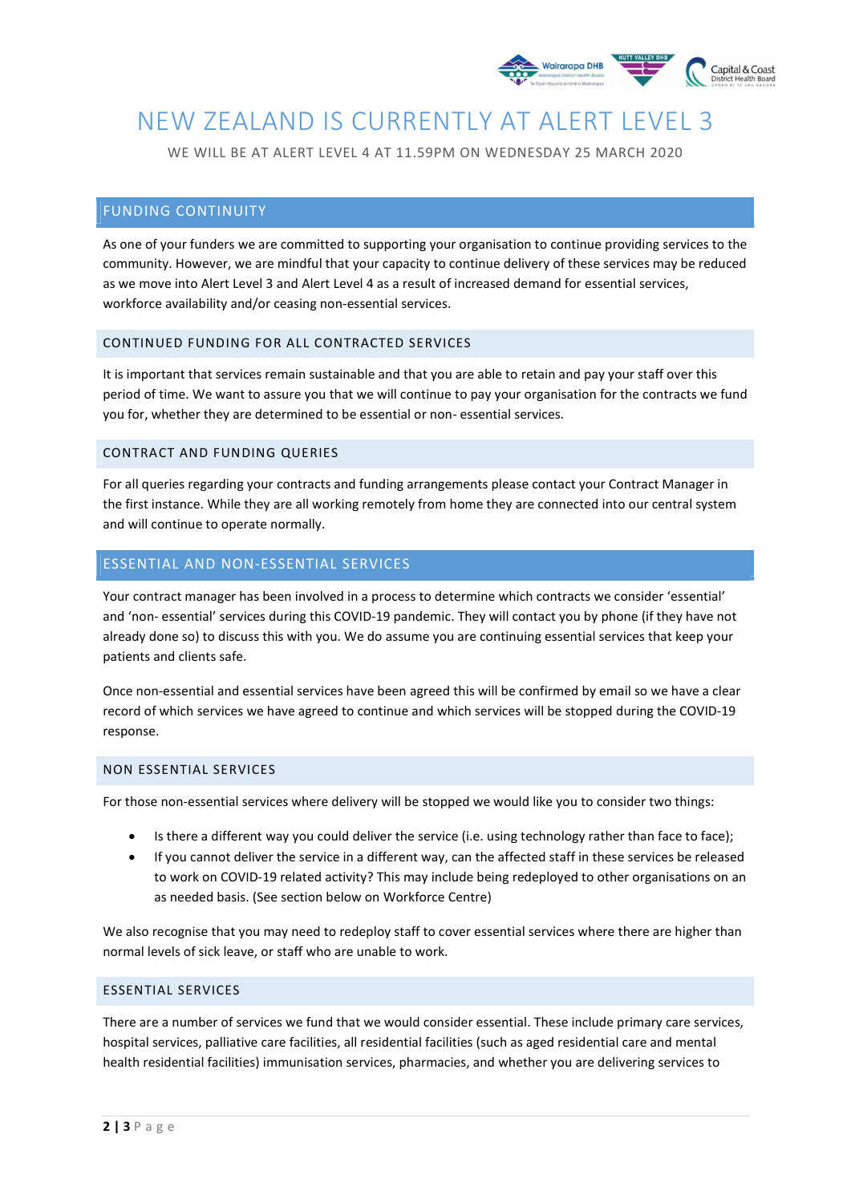# NEW ZEALAND IS CURRENTLY AT ALERT LEVEL 3

WE WILL BE AT ALERT LEVEL 4 AT 11.59PM ON WEDNESDAY 25 MARCH 2020

## FUNDING CONTINUITY

As one of your funders we are committed to supporting your organisation to continue providing services to the community. However, we are mindful that your capacity to continue delivery of these services may be reduced as we move into Alert Level 3 and Alert Level 4 as a result of increased demand for essential services, workforce availability and/or ceasing non-essential services.

### CONTINUED FUNDING FOR ALL CONTRACTED SERVICES

It is important that services remain sustainable and that you are able to retain and pay your staff over this period of time. We want to assure you that we will continue to pay your organisation for the contracts we fund you for, whether they are determined to be essential or non- essential services.

### CONTRACT AND FUNDING QUERIES

For all queries regarding your contracts and funding arrangements please contact your Contract Manager in the first instance. While they are all working remotely from home they are connected into our central system and will continue to operate normally.

## ESSENTIAL AND NON-ESSENTIAL SERVICES

Your contract manager has been involved in a process to determine which contracts we consider 'essential' and 'non- essential' services during this COVID-19 pandemic. They will contact you by phone (if they have not already done so) to discuss this with you. We do assume you are continuing essential services that keep your patients and clients safe.

Once non-essential and essential services have been agreed this will be confirmed by email so we have a clear record of which services we have agreed to continue and which services will be stopped during the COVID-19 response.

### NON ESSENTIAL SERVICES

For those non-essential services where delivery will be stopped we would like you to consider two things:

- Is there a different way you could deliver the service (i.e. using technology rather than face to face);
- If you cannot deliver the service in a different way, can the affected staff in these services be released to work on COVID-19 related activity? This may include being redeployed to other organisations on an as needed basis. (See section below on Workforce Centre)

We also recognise that you may need to redeploy staff to cover essential services where there are higher than normal levels of sick leave, or staff who are unable to work.

### ESSENTIAL SERVICES

There are a number of services we fund that we would consider essential. These include primary care services, hospital services, palliative care facilities, all residential facilities (such as aged residential care and mental health residential facilities) immunisation services, pharmacies, and whether you are delivering services to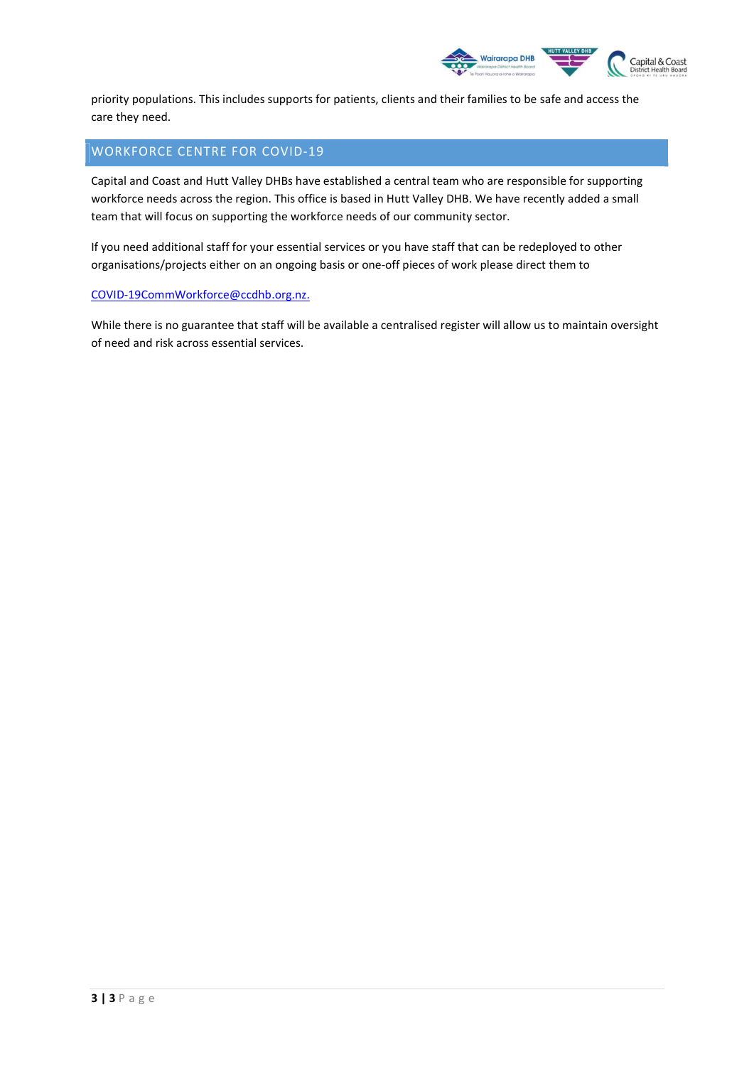priority populations. This includes supports for patients, clients and their families to be safe and access the care they need.

## WORKFORCE CENTRE FOR COVID-19

Capital and Coast and Hutt Valley DHBs have established a central team who are responsible for supporting workforce needs across the region. This office is based in Hutt Valley DHB. We have recently added a small team that will focus on supporting the workforce needs of our community sector.

If you need additional staff for your essential services or you have staff that can be redeployed to other organisations/projects either on an ongoing basis or one-off pieces of work please direct them to

COVID-19CommWorkforce@ccdhb.org.nz.

While there is no guarantee that staff will be available a centralised register will allow us to maintain oversight of need and risk across essential services.